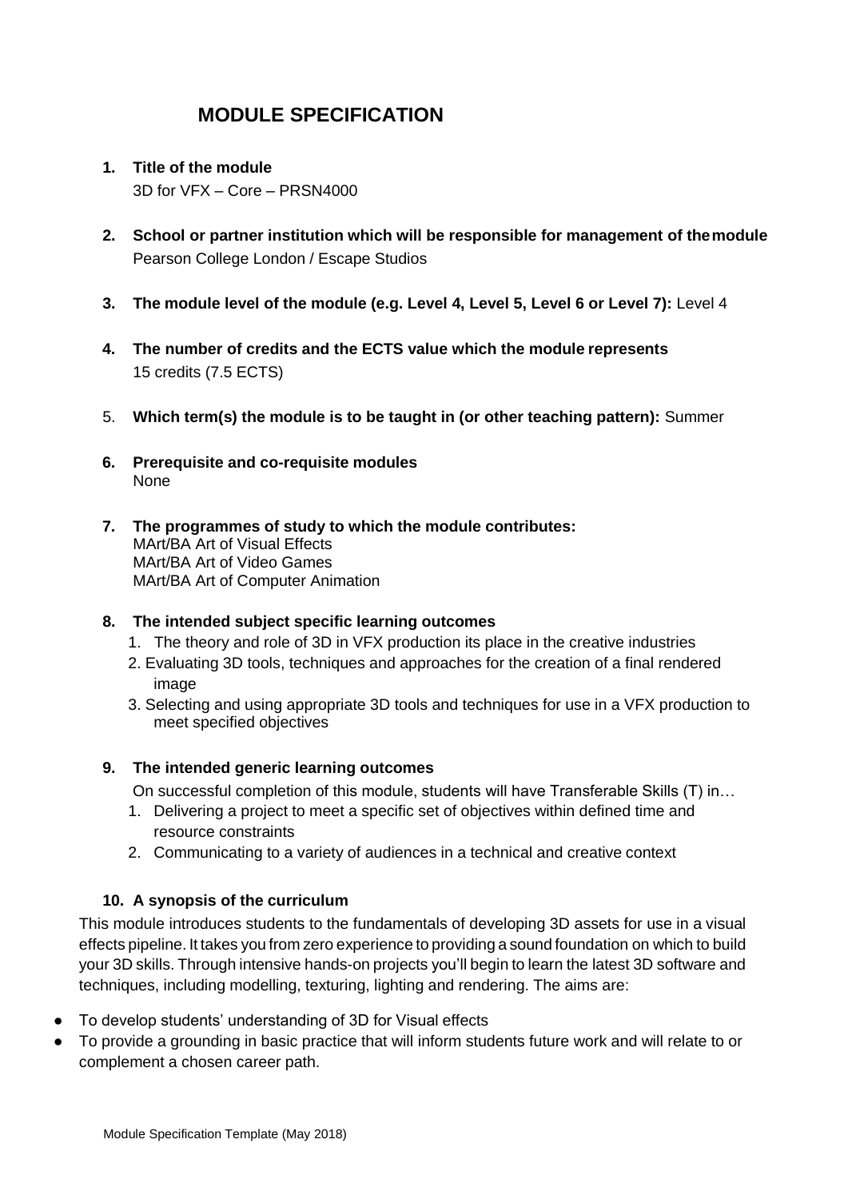# MODULE SPECIFICATION

1. **Title of the module**
   3D for VFX – Core – PRSN4000

2. **School or partner institution which will be responsible for management of the module**
   Pearson College London / Escape Studios

3. **The module level of the module (e.g. Level 4, Level 5, Level 6 or Level 7):** Level 4

4. **The number of credits and the ECTS value which the module represents**
   15 credits (7.5 ECTS)

5. **Which term(s) the module is to be taught in (or other teaching pattern):** Summer

6. **Prerequisite and co-requisite modules**
   None

7. **The programmes of study to which the module contributes:**
   MArt/BA Art of Visual Effects
   MArt/BA Art of Video Games
   MArt/BA Art of Computer Animation

8. **The intended subject specific learning outcomes**
   1. The theory and role of 3D in VFX production its place in the creative industries
   2. Evaluating 3D tools, techniques and approaches for the creation of a final rendered image
   3. Selecting and using appropriate 3D tools and techniques for use in a VFX production to meet specified objectives

9. **The intended generic learning outcomes**

   On successful completion of this module, students will have Transferable Skills (T) in…
   1. Delivering a project to meet a specific set of objectives within defined time and resource constraints
   2. Communicating to a variety of audiences in a technical and creative context

10. **A synopsis of the curriculum**

This module introduces students to the fundamentals of developing 3D assets for use in a visual effects pipeline. It takes you from zero experience to providing a sound foundation on which to build your 3D skills. Through intensive hands-on projects you'll begin to learn the latest 3D software and techniques, including modelling, texturing, lighting and rendering. The aims are:

- To develop students' understanding of 3D for Visual effects
- To provide a grounding in basic practice that will inform students future work and will relate to or complement a chosen career path.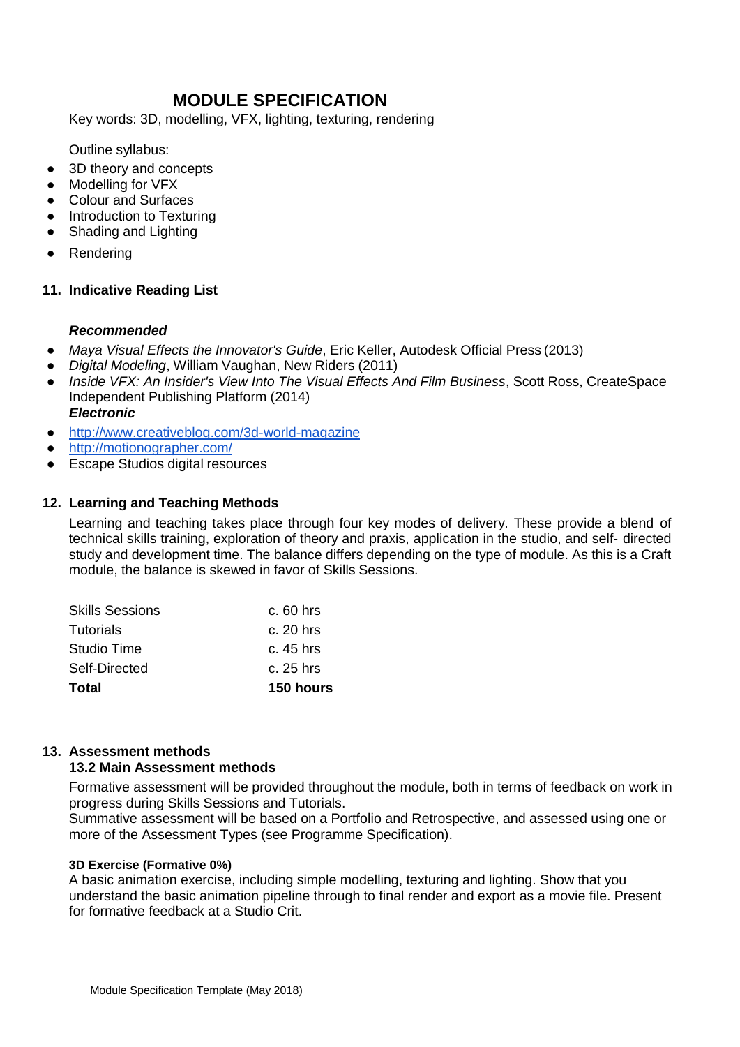# MODULE SPECIFICATION

Key words: 3D, modelling, VFX, lighting, texturing, rendering

Outline syllabus:

- 3D theory and concepts
- Modelling for VFX
- Colour and Surfaces
- Introduction to Texturing
- Shading and Lighting
- Rendering

## 11. Indicative Reading List

***Recommended***

- *Maya Visual Effects the Innovator's Guide*, Eric Keller, Autodesk Official Press (2013)
- *Digital Modeling*, William Vaughan, New Riders (2011)
- *Inside VFX: An Insider's View Into The Visual Effects And Film Business*, Scott Ross, CreateSpace Independent Publishing Platform (2014)

***Electronic***

- http://www.creativebloq.com/3d-world-magazine
- http://motionographer.com/
- Escape Studios digital resources

## 12. Learning and Teaching Methods

Learning and teaching takes place through four key modes of delivery. These provide a blend of technical skills training, exploration of theory and praxis, application in the studio, and self- directed study and development time. The balance differs depending on the type of module. As this is a Craft module, the balance is skewed in favor of Skills Sessions.

| | |
|---|---|
| Skills Sessions | c. 60 hrs |
| Tutorials | c. 20 hrs |
| Studio Time | c. 45 hrs |
| Self-Directed | c. 25 hrs |
| **Total** | **150 hours** |

## 13. Assessment methods

### 13.2 Main Assessment methods

Formative assessment will be provided throughout the module, both in terms of feedback on work in progress during Skills Sessions and Tutorials.
Summative assessment will be based on a Portfolio and Retrospective, and assessed using one or more of the Assessment Types (see Programme Specification).

**3D Exercise (Formative 0%)**

A basic animation exercise, including simple modelling, texturing and lighting. Show that you understand the basic animation pipeline through to final render and export as a movie file. Present for formative feedback at a Studio Crit.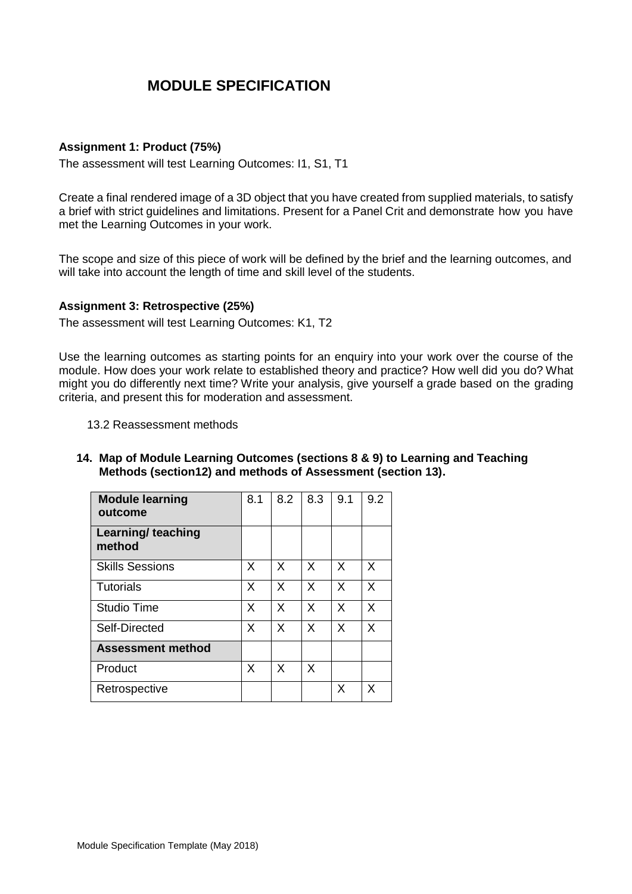# MODULE SPECIFICATION

**Assignment 1: Product (75%)**

The assessment will test Learning Outcomes: I1, S1, T1

Create a final rendered image of a 3D object that you have created from supplied materials, to satisfy a brief with strict guidelines and limitations. Present for a Panel Crit and demonstrate how you have met the Learning Outcomes in your work.

The scope and size of this piece of work will be defined by the brief and the learning outcomes, and will take into account the length of time and skill level of the students.

**Assignment 3: Retrospective (25%)**

The assessment will test Learning Outcomes: K1, T2

Use the learning outcomes as starting points for an enquiry into your work over the course of the module. How does your work relate to established theory and practice? How well did you do? What might you do differently next time? Write your analysis, give yourself a grade based on the grading criteria, and present this for moderation and assessment.

13.2 Reassessment methods

**14. Map of Module Learning Outcomes (sections 8 & 9) to Learning and Teaching Methods (section12) and methods of Assessment (section 13).**

| **Module learning outcome** | 8.1 | 8.2 | 8.3 | 9.1 | 9.2 |
|---|---|---|---|---|---|
| **Learning/ teaching method** | | | | | |
| Skills Sessions | X | X | X | X | X |
| Tutorials | X | X | X | X | X |
| Studio Time | X | X | X | X | X |
| Self-Directed | X | X | X | X | X |
| **Assessment method** | | | | | |
| Product | X | X | X | | |
| Retrospective | | | | X | X |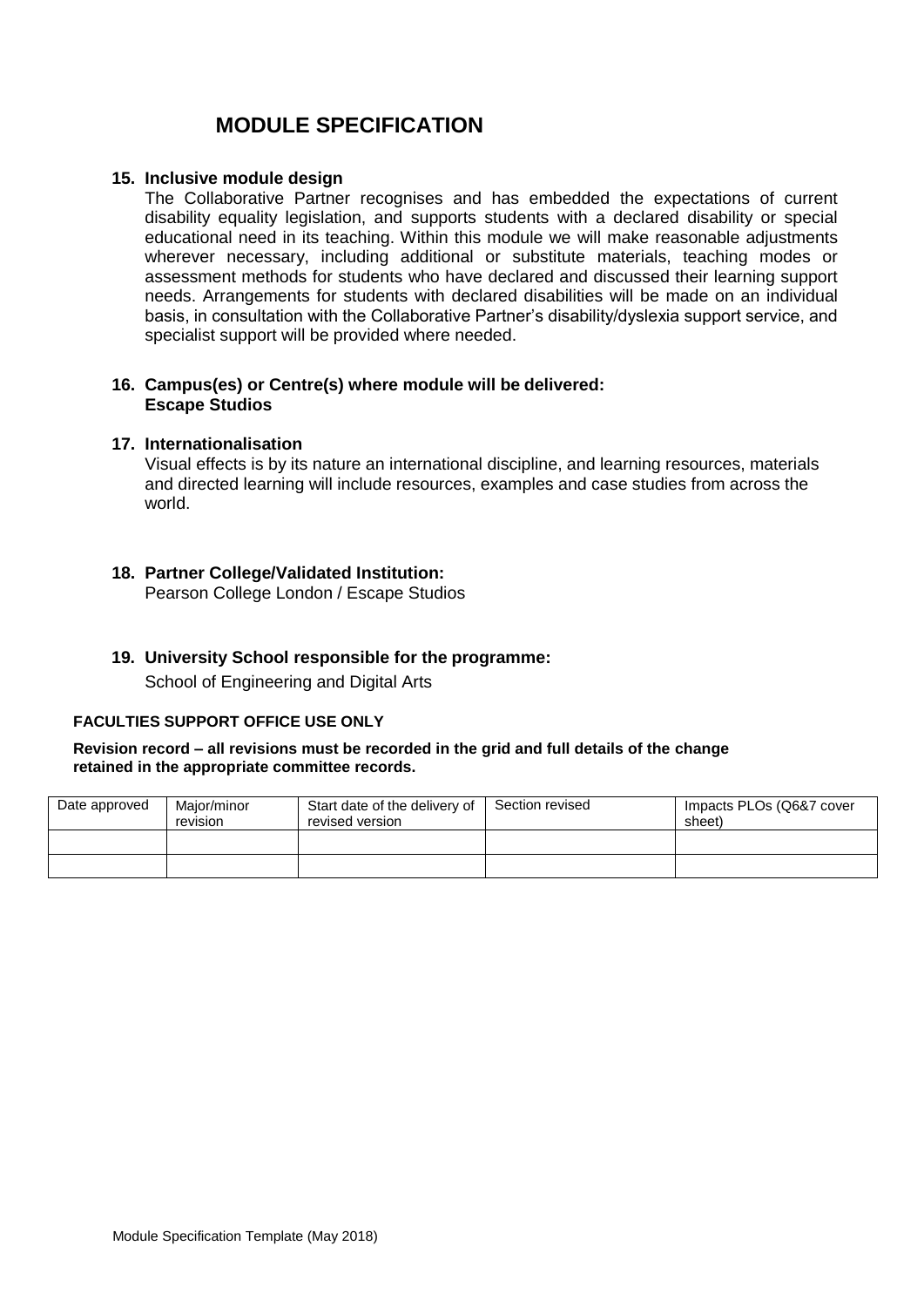# MODULE SPECIFICATION

**15. Inclusive module design**

The Collaborative Partner recognises and has embedded the expectations of current disability equality legislation, and supports students with a declared disability or special educational need in its teaching. Within this module we will make reasonable adjustments wherever necessary, including additional or substitute materials, teaching modes or assessment methods for students who have declared and discussed their learning support needs. Arrangements for students with declared disabilities will be made on an individual basis, in consultation with the Collaborative Partner's disability/dyslexia support service, and specialist support will be provided where needed.

**16. Campus(es) or Centre(s) where module will be delivered:**
**Escape Studios**

**17. Internationalisation**

Visual effects is by its nature an international discipline, and learning resources, materials and directed learning will include resources, examples and case studies from across the world.

**18. Partner College/Validated Institution:**

Pearson College London / Escape Studios

**19. University School responsible for the programme:**

School of Engineering and Digital Arts

**FACULTIES SUPPORT OFFICE USE ONLY**

**Revision record – all revisions must be recorded in the grid and full details of the change retained in the appropriate committee records.**

| Date approved | Major/minor revision | Start date of the delivery of revised version | Section revised | Impacts PLOs (Q6&7 cover sheet) |
|---|---|---|---|---|
| | | | | |
| | | | | |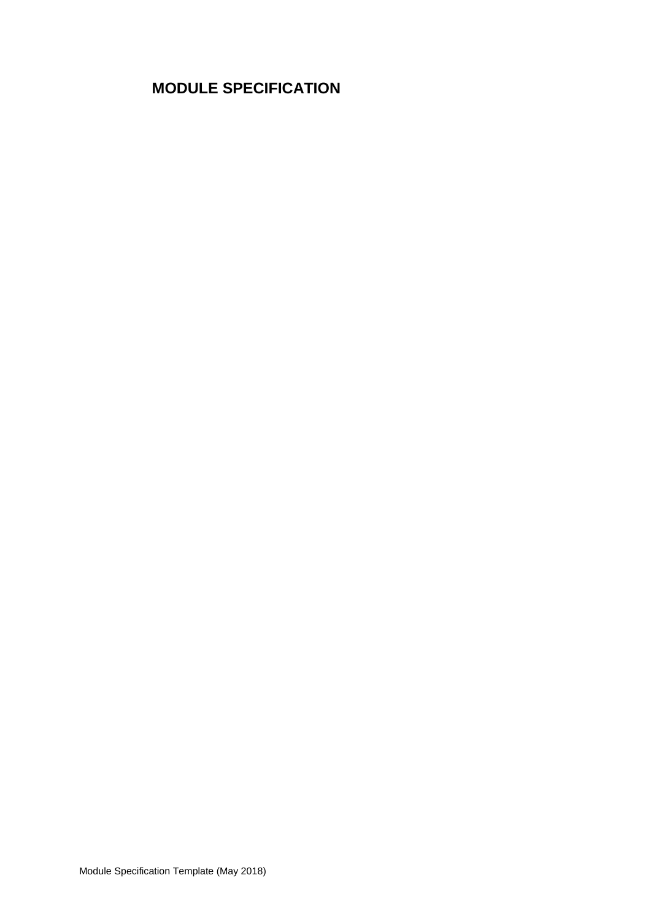**MODULE SPECIFICATION**